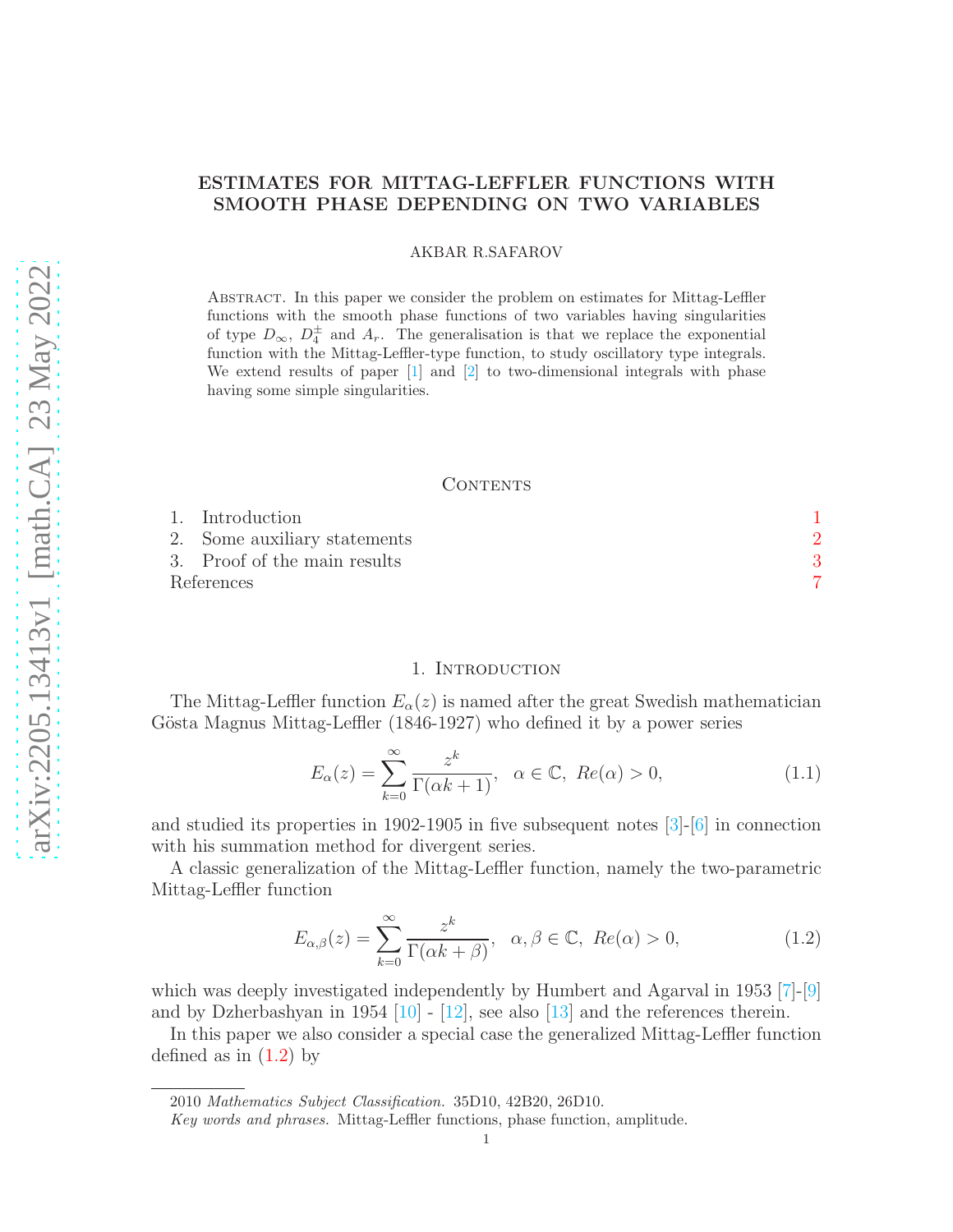# ESTIMATES FOR MITTAG-LEFFLER FUNCTIONS WITH SMOOTH PHASE DEPENDING ON TWO VARIABLES

AKBAR R.SAFAROV

Abstract. In this paper we consider the problem on estimates for Mittag-Leffler functions with the smooth phase functions of two variables having singularities of type $D_\infty$, $D_4^\pm$ and $A_r$. The generalisation is that we replace the exponential function with the Mittag-Leffler-type function, to study oscillatory type integrals. We extend results of paper [1] and [2] to two-dimensional integrals with phase having some simple singularities.

## Contents

1. Introduction 1
2. Some auxiliary statements 2
3. Proof of the main results 3

References 7

## 1. Introduction

The Mittag-Leffler function $E_\alpha(z)$ is named after the great Swedish mathematician Gösta Magnus Mittag-Leffler (1846-1927) who defined it by a power series

$$E_\alpha(z) = \sum_{k=0}^{\infty} \frac{z^k}{\Gamma(\alpha k + 1)}, \quad \alpha \in \mathbb{C}, \ Re(\alpha) > 0, \tag{1.1}$$

and studied its properties in 1902-1905 in five subsequent notes [3]-[6] in connection with his summation method for divergent series.

A classic generalization of the Mittag-Leffler function, namely the two-parametric Mittag-Leffler function

$$E_{\alpha,\beta}(z) = \sum_{k=0}^{\infty} \frac{z^k}{\Gamma(\alpha k + \beta)}, \quad \alpha, \beta \in \mathbb{C}, \ Re(\alpha) > 0, \tag{1.2}$$

which was deeply investigated independently by Humbert and Agarval in 1953 [7]-[9] and by Dzherbashyan in 1954 [10] - [12], see also [13] and the references therein.

In this paper we also consider a special case the generalized Mittag-Leffler function defined as in (1.2) by

2010 *Mathematics Subject Classification.* 35D10, 42B20, 26D10.

*Key words and phrases.* Mittag-Leffler functions, phase function, amplitude.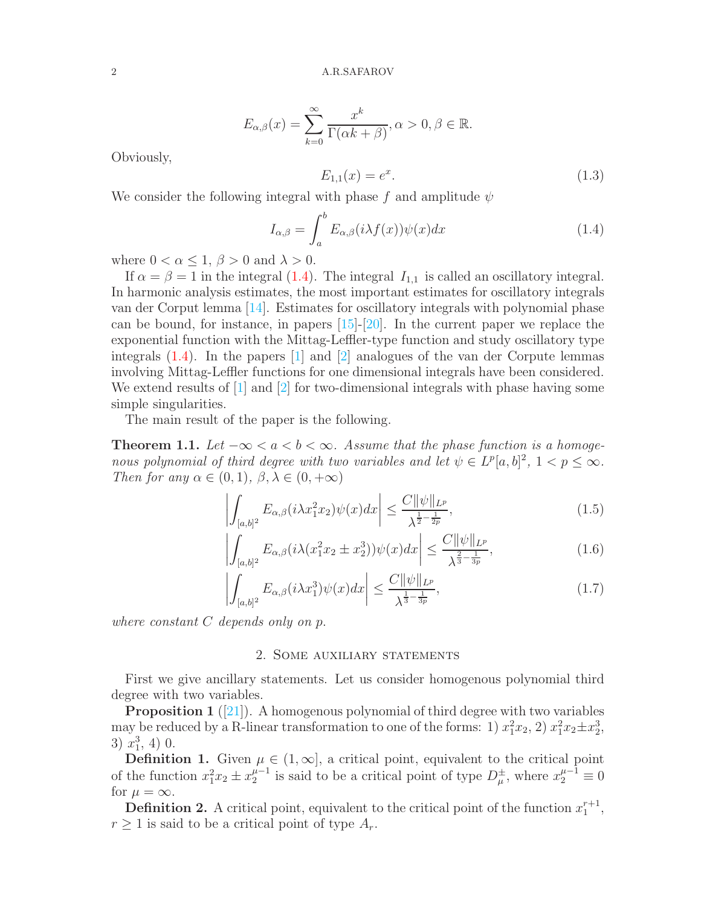$$E_{\alpha,\beta}(x) = \sum_{k=0}^{\infty} \frac{x^k}{\Gamma(\alpha k + \beta)}, \alpha > 0, \beta \in \mathbb{R}.$$

Obviously,

$$E_{1,1}(x) = e^x. \tag{1.3}$$

We consider the following integral with phase $f$ and amplitude $\psi$

$$I_{\alpha,\beta} = \int_a^b E_{\alpha,\beta}(i\lambda f(x))\psi(x)dx \tag{1.4}$$

where $0 < \alpha \leq 1$, $\beta > 0$ and $\lambda > 0$.

If $\alpha = \beta = 1$ in the integral (1.4). The integral $I_{1,1}$ is called an oscillatory integral. In harmonic analysis estimates, the most important estimates for oscillatory integrals van der Corput lemma [14]. Estimates for oscillatory integrals with polynomial phase can be bound, for instance, in papers [15]-[20]. In the current paper we replace the exponential function with the Mittag-Leffler-type function and study oscillatory type integrals (1.4). In the papers [1] and [2] analogues of the van der Corpute lemmas involving Mittag-Leffler functions for one dimensional integrals have been considered. We extend results of [1] and [2] for two-dimensional integrals with phase having some simple singularities.

The main result of the paper is the following.

**Theorem 1.1.** *Let $-\infty < a < b < \infty$. Assume that the phase function is a homogenous polynomial of third degree with two variables and let $\psi \in L^p[a,b]^2$, $1 < p \leq \infty$. Then for any $\alpha \in (0,1)$, $\beta, \lambda \in (0, +\infty)$*

$$\left| \int_{[a,b]^2} E_{\alpha,\beta}(i\lambda x_1^2 x_2)\psi(x)dx \right| \leq \frac{C\|\psi\|_{L^p}}{\lambda^{\frac{1}{2}-\frac{1}{2p}}}, \tag{1.5}$$

$$\left| \int_{[a,b]^2} E_{\alpha,\beta}(i\lambda(x_1^2 x_2 \pm x_2^3))\psi(x)dx \right| \leq \frac{C\|\psi\|_{L^p}}{\lambda^{\frac{2}{3}-\frac{1}{3p}}}, \tag{1.6}$$

$$\left| \int_{[a,b]^2} E_{\alpha,\beta}(i\lambda x_1^3)\psi(x)dx \right| \leq \frac{C\|\psi\|_{L^p}}{\lambda^{\frac{1}{3}-\frac{1}{3p}}}, \tag{1.7}$$

*where constant $C$ depends only on $p$.*

## 2. Some auxiliary statements

First we give ancillary statements. Let us consider homogenous polynomial third degree with two variables.

**Proposition 1** ([21]). A homogenous polynomial of third degree with two variables may be reduced by a R-linear transformation to one of the forms: 1) $x_1^2 x_2$, 2) $x_1^2 x_2 \pm x_2^3$, 3) $x_1^3$, 4) 0.

**Definition 1.** Given $\mu \in (1, \infty]$, a critical point, equivalent to the critical point of the function $x_1^2 x_2 \pm x_2^{\mu-1}$ is said to be a critical point of type $D_\mu^\pm$, where $x_2^{\mu-1} \equiv 0$ for $\mu = \infty$.

**Definition 2.** A critical point, equivalent to the critical point of the function $x_1^{r+1}$, $r \geq 1$ is said to be a critical point of type $A_r$.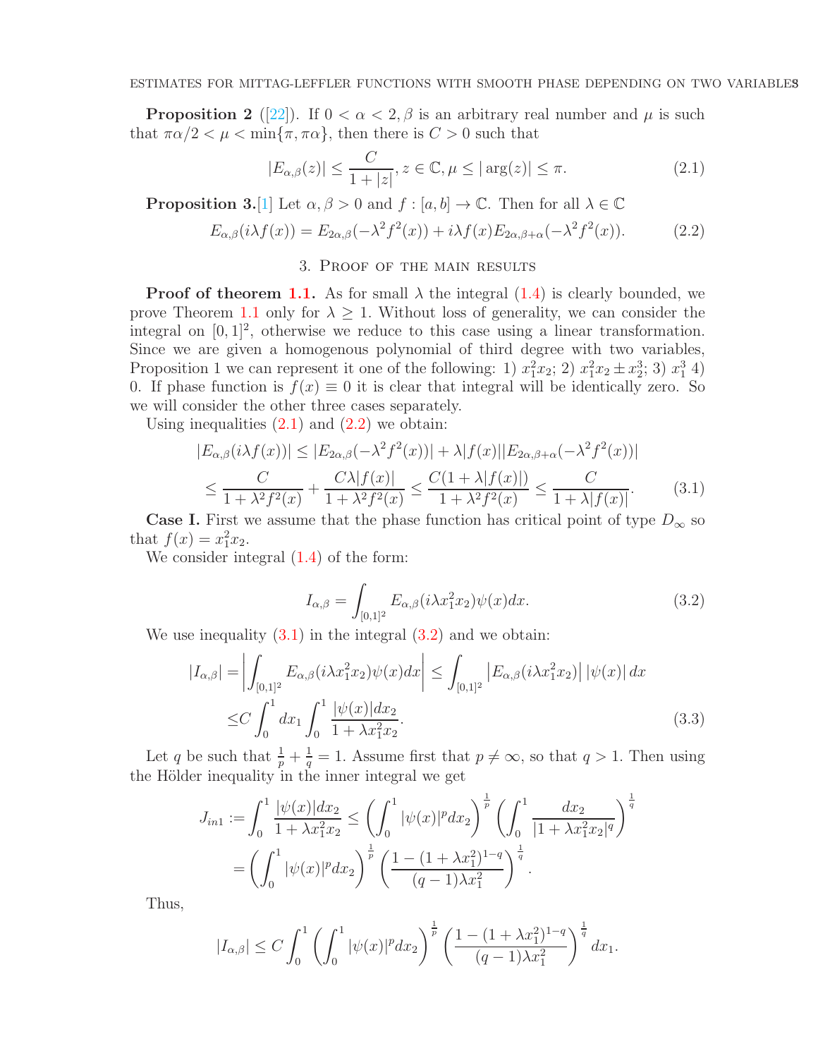**Proposition 2** ([22]). If $0 < \alpha < 2, \beta$ is an arbitrary real number and $\mu$ is such that $\pi\alpha/2 < \mu < \min\{\pi, \pi\alpha\}$, then there is $C > 0$ such that

$$|E_{\alpha,\beta}(z)| \leq \frac{C}{1+|z|}, z \in \mathbb{C}, \mu \leq |\arg(z)| \leq \pi. \tag{2.1}$$

**Proposition 3.**[1] Let $\alpha, \beta > 0$ and $f : [a, b] \to \mathbb{C}$. Then for all $\lambda \in \mathbb{C}$

$$E_{\alpha,\beta}(i\lambda f(x)) = E_{2\alpha,\beta}(-\lambda^2 f^2(x)) + i\lambda f(x) E_{2\alpha,\beta+\alpha}(-\lambda^2 f^2(x)). \tag{2.2}$$

## 3. Proof of the main results

**Proof of theorem 1.1.** As for small $\lambda$ the integral (1.4) is clearly bounded, we prove Theorem 1.1 only for $\lambda \geq 1$. Without loss of generality, we can consider the integral on $[0, 1]^2$, otherwise we reduce to this case using a linear transformation. Since we are given a homogenous polynomial of third degree with two variables, Proposition 1 we can represent it one of the following: 1) $x_1^2 x_2$; 2) $x_1^2 x_2 \pm x_2^3$; 3) $x_1^3$ 4) 0. If phase function is $f(x) \equiv 0$ it is clear that integral will be identically zero. So we will consider the other three cases separately.

Using inequalities (2.1) and (2.2) we obtain:

$$\begin{aligned}|E_{\alpha,\beta}(i\lambda f(x))| &\leq |E_{2\alpha,\beta}(-\lambda^2 f^2(x))| + \lambda |f(x)| |E_{2\alpha,\beta+\alpha}(-\lambda^2 f^2(x))| \\ &\leq \frac{C}{1+\lambda^2 f^2(x)} + \frac{C\lambda|f(x)|}{1+\lambda^2 f^2(x)} \leq \frac{C(1+\lambda|f(x)|)}{1+\lambda^2 f^2(x)} \leq \frac{C}{1+\lambda|f(x)|}.\end{aligned} \tag{3.1}$$

**Case I.** First we assume that the phase function has critical point of type $D_\infty$ so that $f(x) = x_1^2 x_2$.

We consider integral (1.4) of the form:

$$I_{\alpha,\beta} = \int_{[0,1]^2} E_{\alpha,\beta}(i\lambda x_1^2 x_2)\psi(x)dx. \tag{3.2}$$

We use inequality (3.1) in the integral (3.2) and we obtain:

$$\begin{aligned}|I_{\alpha,\beta}| = &\left|\int_{[0,1]^2} E_{\alpha,\beta}(i\lambda x_1^2 x_2)\psi(x)dx\right| \leq \int_{[0,1]^2} \left|E_{\alpha,\beta}(i\lambda x_1^2 x_2)\right| |\psi(x)|\, dx \\ \leq &C \int_0^1 dx_1 \int_0^1 \frac{|\psi(x)|dx_2}{1+\lambda x_1^2 x_2}.\end{aligned} \tag{3.3}$$

Let $q$ be such that $\frac{1}{p} + \frac{1}{q} = 1$. Assume first that $p \neq \infty$, so that $q > 1$. Then using the Hölder inequality in the inner integral we get

$$\begin{aligned}J_{in1} := \int_0^1 \frac{|\psi(x)|dx_2}{1+\lambda x_1^2 x_2} &\leq \left(\int_0^1 |\psi(x)|^p dx_2\right)^{\frac{1}{p}} \left(\int_0^1 \frac{dx_2}{|1+\lambda x_1^2 x_2|^q}\right)^{\frac{1}{q}} \\ &= \left(\int_0^1 |\psi(x)|^p dx_2\right)^{\frac{1}{p}} \left(\frac{1-(1+\lambda x_1^2)^{1-q}}{(q-1)\lambda x_1^2}\right)^{\frac{1}{q}}.\end{aligned}$$

Thus,

$$|I_{\alpha,\beta}| \leq C \int_0^1 \left(\int_0^1 |\psi(x)|^p dx_2\right)^{\frac{1}{p}} \left(\frac{1-(1+\lambda x_1^2)^{1-q}}{(q-1)\lambda x_1^2}\right)^{\frac{1}{q}} dx_1.$$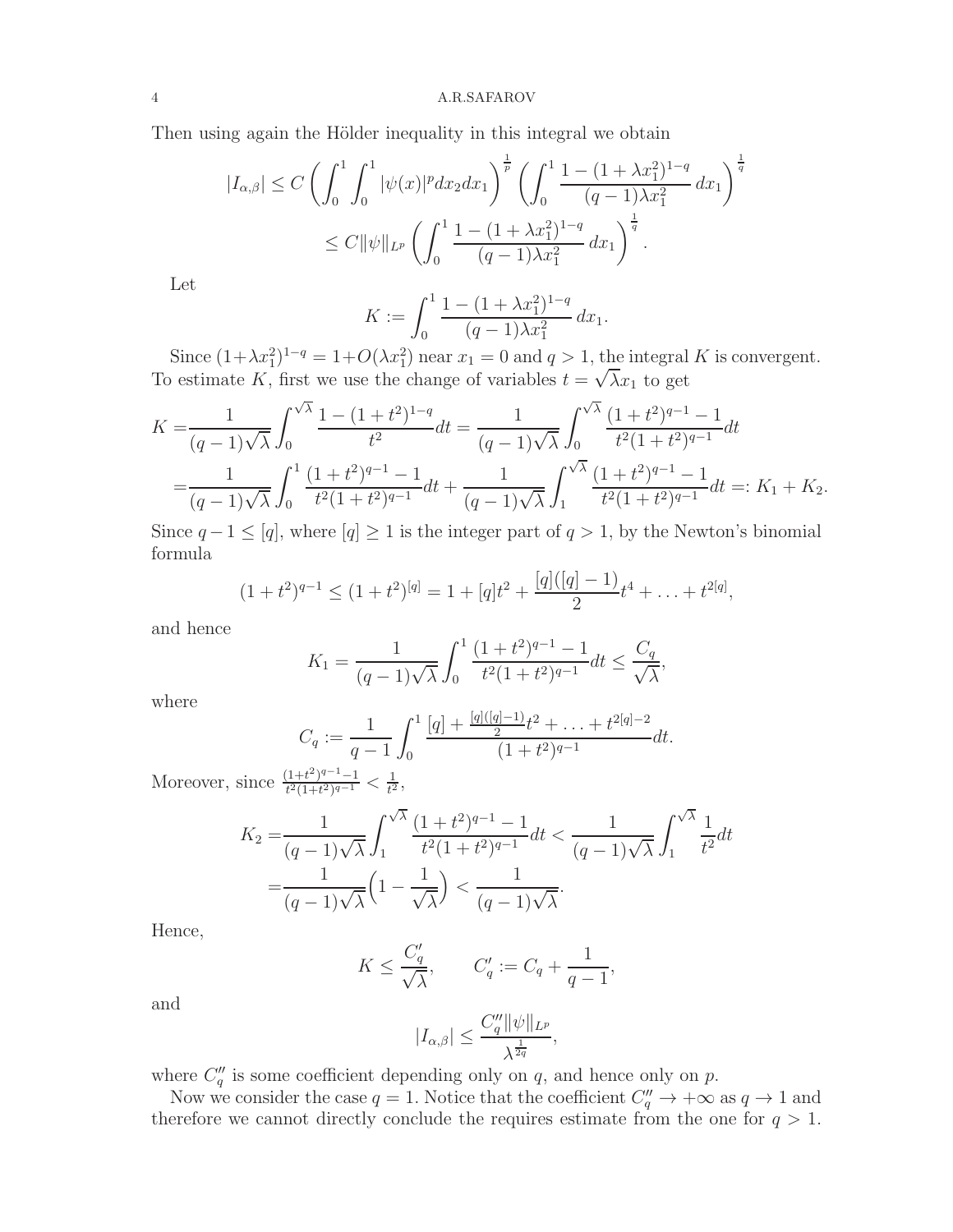Then using again the Hölder inequality in this integral we obtain

$$
\begin{aligned}
|I_{\alpha,\beta}| &\le C\left(\int_0^1\int_0^1 |\psi(x)|^p dx_2 dx_1\right)^{\frac{1}{p}}\left(\int_0^1 \frac{1-(1+\lambda x_1^2)^{1-q}}{(q-1)\lambda x_1^2}\,dx_1\right)^{\frac{1}{q}}\\
&\le C\|\psi\|_{L^p}\left(\int_0^1 \frac{1-(1+\lambda x_1^2)^{1-q}}{(q-1)\lambda x_1^2}\,dx_1\right)^{\frac{1}{q}}.
\end{aligned}
$$

Let

$$
K := \int_0^1 \frac{1-(1+\lambda x_1^2)^{1-q}}{(q-1)\lambda x_1^2}\,dx_1.
$$

Since $(1+\lambda x_1^2)^{1-q} = 1+O(\lambda x_1^2)$ near $x_1 = 0$ and $q>1$, the integral $K$ is convergent. To estimate $K$, first we use the change of variables $t=\sqrt{\lambda}x_1$ to get

$$
\begin{aligned}
K =& \frac{1}{(q-1)\sqrt{\lambda}}\int_0^{\sqrt{\lambda}} \frac{1-(1+t^2)^{1-q}}{t^2}dt = \frac{1}{(q-1)\sqrt{\lambda}}\int_0^{\sqrt{\lambda}} \frac{(1+t^2)^{q-1}-1}{t^2(1+t^2)^{q-1}}dt\\
=& \frac{1}{(q-1)\sqrt{\lambda}}\int_0^{1} \frac{(1+t^2)^{q-1}-1}{t^2(1+t^2)^{q-1}}dt + \frac{1}{(q-1)\sqrt{\lambda}}\int_1^{\sqrt{\lambda}} \frac{(1+t^2)^{q-1}-1}{t^2(1+t^2)^{q-1}}dt =: K_1+K_2.
\end{aligned}
$$

Since $q-1\le[q]$, where $[q]\ge 1$ is the integer part of $q>1$, by the Newton's binomial formula

$$
(1+t^2)^{q-1} \le (1+t^2)^{[q]} = 1+[q]t^2+\frac{[q]([q]-1)}{2}t^4+\ldots+t^{2[q]},
$$

and hence

$$
K_1 = \frac{1}{(q-1)\sqrt{\lambda}}\int_0^1 \frac{(1+t^2)^{q-1}-1}{t^2(1+t^2)^{q-1}}dt \le \frac{C_q}{\sqrt{\lambda}},
$$

where

$$
C_q := \frac{1}{q-1}\int_0^1 \frac{[q]+\frac{[q]([q]-1)}{2}t^2+\ldots+t^{2[q]-2}}{(1+t^2)^{q-1}}dt.
$$

Moreover, since $\frac{(1+t^2)^{q-1}-1}{t^2(1+t^2)^{q-1}} < \frac{1}{t^2}$,

$$
\begin{aligned}
K_2 =& \frac{1}{(q-1)\sqrt{\lambda}}\int_1^{\sqrt{\lambda}} \frac{(1+t^2)^{q-1}-1}{t^2(1+t^2)^{q-1}}dt < \frac{1}{(q-1)\sqrt{\lambda}}\int_1^{\sqrt{\lambda}}\frac{1}{t^2}dt\\
=& \frac{1}{(q-1)\sqrt{\lambda}}\Big(1-\frac{1}{\sqrt{\lambda}}\Big) < \frac{1}{(q-1)\sqrt{\lambda}}.
\end{aligned}
$$

Hence,

$$
K \le \frac{C'_q}{\sqrt{\lambda}}, \qquad C'_q := C_q + \frac{1}{q-1},
$$

and

$$
|I_{\alpha,\beta}| \le \frac{C''_q\|\psi\|_{L^p}}{\lambda^{\frac{1}{2q}}},
$$

where $C''_q$ is some coefficient depending only on $q$, and hence only on $p$.

Now we consider the case $q=1$. Notice that the coefficient $C''_q \to +\infty$ as $q\to 1$ and therefore we cannot directly conclude the requires estimate from the one for $q>1$.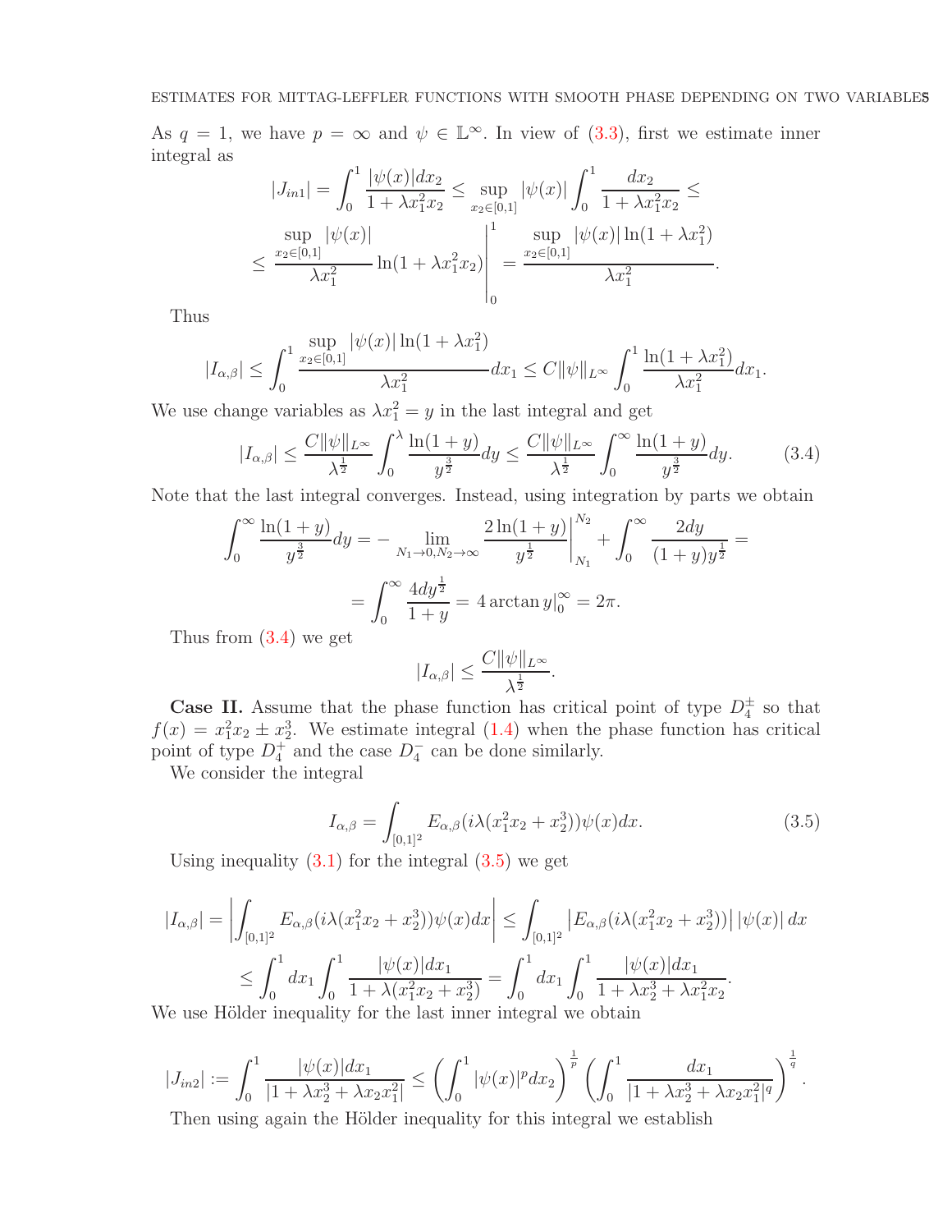As $q = 1$, we have $p = \infty$ and $\psi \in \mathbb{L}^\infty$. In view of (3.3), first we estimate inner integral as

$$|J_{in1}| = \int_0^1 \frac{|\psi(x)| dx_2}{1 + \lambda x_1^2 x_2} \leq \sup_{x_2 \in [0,1]} |\psi(x)| \int_0^1 \frac{dx_2}{1 + \lambda x_1^2 x_2} \leq$$

$$\leq \frac{\sup\limits_{x_2 \in [0,1]} |\psi(x)|}{\lambda x_1^2} \ln(1 + \lambda x_1^2 x_2) \Bigg|_0^1 = \frac{\sup\limits_{x_2 \in [0,1]} |\psi(x)| \ln(1 + \lambda x_1^2)}{\lambda x_1^2}.$$

Thus

$$|I_{\alpha,\beta}| \leq \int_0^1 \frac{\sup\limits_{x_2 \in [0,1]} |\psi(x)| \ln(1 + \lambda x_1^2)}{\lambda x_1^2} dx_1 \leq C \|\psi\|_{L^\infty} \int_0^1 \frac{\ln(1 + \lambda x_1^2)}{\lambda x_1^2} dx_1.$$

We use change variables as $\lambda x_1^2 = y$ in the last integral and get

$$|I_{\alpha,\beta}| \leq \frac{C \|\psi\|_{L^\infty}}{\lambda^{\frac{1}{2}}} \int_0^\lambda \frac{\ln(1+y)}{y^{\frac{3}{2}}} dy \leq \frac{C \|\psi\|_{L^\infty}}{\lambda^{\frac{1}{2}}} \int_0^\infty \frac{\ln(1+y)}{y^{\frac{3}{2}}} dy. \tag{3.4}$$

Note that the last integral converges. Instead, using integration by parts we obtain

$$\int_0^\infty \frac{\ln(1+y)}{y^{\frac{3}{2}}} dy = - \lim_{N_1 \to 0, N_2 \to \infty} \frac{2 \ln(1+y)}{y^{\frac{1}{2}}} \Bigg|_{N_1}^{N_2} + \int_0^\infty \frac{2 dy}{(1+y) y^{\frac{1}{2}}} =$$

$$= \int_0^\infty \frac{4 dy^{\frac{1}{2}}}{1+y} = 4 \arctan y |_0^\infty = 2\pi.$$

Thus from (3.4) we get

$$|I_{\alpha,\beta}| \leq \frac{C \|\psi\|_{L^\infty}}{\lambda^{\frac{1}{2}}}.$$

**Case II.** Assume that the phase function has critical point of type $D_4^\pm$ so that $f(x) = x_1^2 x_2 \pm x_2^3$. We estimate integral (1.4) when the phase function has critical point of type $D_4^+$ and the case $D_4^-$ can be done similarly.

We consider the integral

$$I_{\alpha,\beta} = \int_{[0,1]^2} E_{\alpha,\beta}(i\lambda(x_1^2 x_2 + x_2^3)) \psi(x) dx. \tag{3.5}$$

Using inequality (3.1) for the integral (3.5) we get

$$|I_{\alpha,\beta}| = \left| \int_{[0,1]^2} E_{\alpha,\beta}(i\lambda(x_1^2 x_2 + x_2^3)) \psi(x) dx \right| \leq \int_{[0,1]^2} \left| E_{\alpha,\beta}(i\lambda(x_1^2 x_2 + x_2^3)) \right| |\psi(x)| \, dx$$

$$\leq \int_0^1 dx_1 \int_0^1 \frac{|\psi(x)| dx_1}{1 + \lambda(x_1^2 x_2 + x_2^3)} = \int_0^1 dx_1 \int_0^1 \frac{|\psi(x)| dx_1}{1 + \lambda x_2^3 + \lambda x_1^2 x_2}.$$

We use Hölder inequality for the last inner integral we obtain

$$|J_{in2}| := \int_0^1 \frac{|\psi(x)| dx_1}{|1 + \lambda x_2^3 + \lambda x_2 x_1^2|} \leq \left( \int_0^1 |\psi(x)|^p dx_2 \right)^{\frac{1}{p}} \left( \int_0^1 \frac{dx_1}{|1 + \lambda x_2^3 + \lambda x_2 x_1^2|^q} \right)^{\frac{1}{q}}.$$

Then using again the Hölder inequality for this integral we establish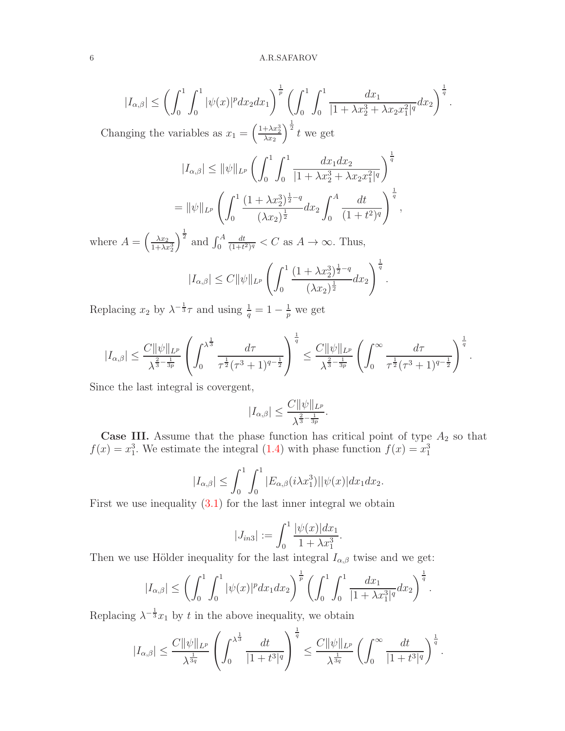$$|I_{\alpha,\beta}| \leq \left(\int_0^1\int_0^1 |\psi(x)|^p dx_2 dx_1\right)^{\frac{1}{p}} \left(\int_0^1\int_0^1 \frac{dx_1}{|1+\lambda x_2^3+\lambda x_2 x_1^2|^q} dx_2\right)^{\frac{1}{q}}.$$

Changing the variables as $x_1 = \left(\frac{1+\lambda x_2^3}{\lambda x_2}\right)^{\frac{1}{2}} t$ we get

$$|I_{\alpha,\beta}| \leq \|\psi\|_{L^p} \left(\int_0^1\int_0^1 \frac{dx_1 dx_2}{|1+\lambda x_2^3+\lambda x_2 x_1^2|^q}\right)^{\frac{1}{q}}$$

$$= \|\psi\|_{L^p} \left(\int_0^1 \frac{(1+\lambda x_2^3)^{\frac{1}{2}-q}}{(\lambda x_2)^{\frac{1}{2}}} dx_2 \int_0^A \frac{dt}{(1+t^2)^q}\right)^{\frac{1}{q}},$$

where $A = \left(\frac{\lambda x_2}{1+\lambda x_2^3}\right)^{\frac{1}{2}}$ and $\int_0^A \frac{dt}{(1+t^2)^q} < C$ as $A \to \infty$. Thus,

$$|I_{\alpha,\beta}| \leq C\|\psi\|_{L^p} \left(\int_0^1 \frac{(1+\lambda x_2^3)^{\frac{1}{2}-q}}{(\lambda x_2)^{\frac{1}{2}}} dx_2\right)^{\frac{1}{q}}.$$

Replacing $x_2$ by $\lambda^{-\frac{1}{3}}\tau$ and using $\frac{1}{q} = 1 - \frac{1}{p}$ we get

$$|I_{\alpha,\beta}| \leq \frac{C\|\psi\|_{L^p}}{\lambda^{\frac{2}{3}-\frac{1}{3p}}} \left(\int_0^{\lambda^{\frac{1}{3}}} \frac{d\tau}{\tau^{\frac{1}{2}}(\tau^3+1)^{q-\frac{1}{2}}}\right)^{\frac{1}{q}} \leq \frac{C\|\psi\|_{L^p}}{\lambda^{\frac{2}{3}-\frac{1}{3p}}} \left(\int_0^{\infty} \frac{d\tau}{\tau^{\frac{1}{2}}(\tau^3+1)^{q-\frac{1}{2}}}\right)^{\frac{1}{q}}.$$

Since the last integral is covergent,

$$|I_{\alpha,\beta}| \leq \frac{C\|\psi\|_{L^p}}{\lambda^{\frac{2}{3}-\frac{1}{3p}}}.$$

**Case III.** Assume that the phase function has critical point of type $A_2$ so that $f(x) = x_1^3$. We estimate the integral (1.4) with phase function $f(x) = x_1^3$

$$|I_{\alpha,\beta}| \leq \int_0^1\int_0^1 |E_{\alpha,\beta}(i\lambda x_1^3)||\psi(x)| dx_1 dx_2.$$

First we use inequality (3.1) for the last inner integral we obtain

$$|J_{in3}| := \int_0^1 \frac{|\psi(x)| dx_1}{1+\lambda x_1^3}.$$

Then we use Hölder inequality for the last integral $I_{\alpha,\beta}$ twise and we get:

$$|I_{\alpha,\beta}| \leq \left(\int_0^1\int_0^1 |\psi(x)|^p dx_1 dx_2\right)^{\frac{1}{p}} \left(\int_0^1\int_0^1 \frac{dx_1}{|1+\lambda x_1^3|^q} dx_2\right)^{\frac{1}{q}}.$$

Replacing $\lambda^{-\frac{1}{3}}x_1$ by $t$ in the above inequality, we obtain

$$|I_{\alpha,\beta}| \leq \frac{C\|\psi\|_{L^p}}{\lambda^{\frac{1}{3q}}} \left(\int_0^{\lambda^{\frac{1}{3}}} \frac{dt}{|1+t^3|^q}\right)^{\frac{1}{q}} \leq \frac{C\|\psi\|_{L^p}}{\lambda^{\frac{1}{3q}}} \left(\int_0^{\infty} \frac{dt}{|1+t^3|^q}\right)^{\frac{1}{q}}.$$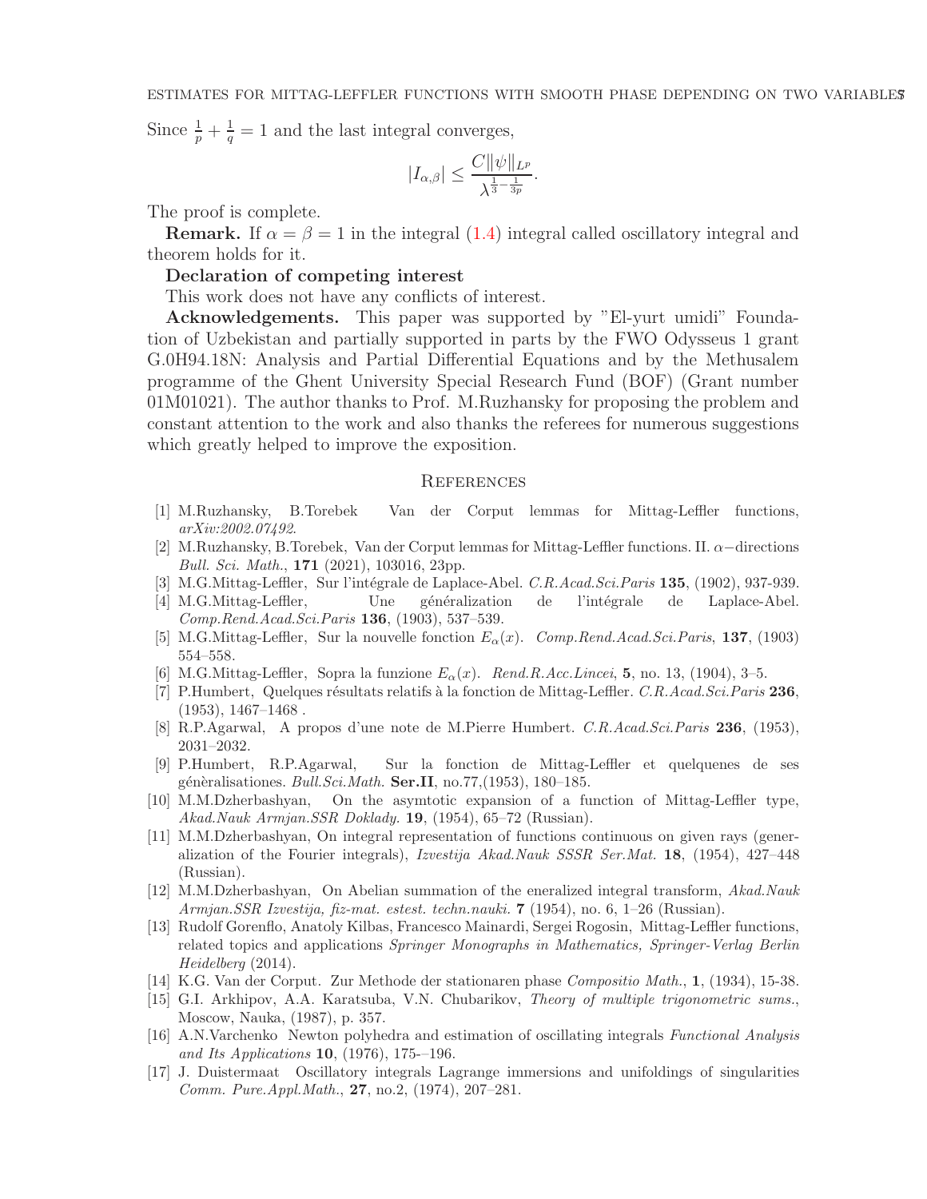Since $\frac{1}{p}+\frac{1}{q}=1$ and the last integral converges,

$$|I_{\alpha,\beta}| \leq \frac{C\|\psi\|_{L^p}}{\lambda^{\frac{1}{3}-\frac{1}{3p}}}.$$

The proof is complete.

**Remark.** If $\alpha=\beta=1$ in the integral (1.4) integral called oscillatory integral and theorem holds for it.

**Declaration of competing interest**

This work does not have any conflicts of interest.

**Acknowledgements.** This paper was supported by "El-yurt umidi" Foundation of Uzbekistan and partially supported in parts by the FWO Odysseus 1 grant G.0H94.18N: Analysis and Partial Differential Equations and by the Methusalem programme of the Ghent University Special Research Fund (BOF) (Grant number 01M01021). The author thanks to Prof. M.Ruzhansky for proposing the problem and constant attention to the work and also thanks the referees for numerous suggestions which greatly helped to improve the exposition.

## References

[1] M.Ruzhansky, B.Torebek Van der Corput lemmas for Mittag-Leffler functions, *arXiv:2002.07492*.

[2] M.Ruzhansky, B.Torebek, Van der Corput lemmas for Mittag-Leffler functions. II. $\alpha-$directions *Bull. Sci. Math.*, **171** (2021), 103016, 23pp.

[3] M.G.Mittag-Leffler, Sur l'intégrale de Laplace-Abel. *C.R.Acad.Sci.Paris* **135**, (1902), 937-939.

[4] M.G.Mittag-Leffler, Une généralization de l'intégrale de Laplace-Abel. *Comp.Rend.Acad.Sci.Paris* **136**, (1903), 537–539.

[5] M.G.Mittag-Leffler, Sur la nouvelle fonction $E_\alpha(x)$. *Comp.Rend.Acad.Sci.Paris*, **137**, (1903) 554–558.

[6] M.G.Mittag-Leffler, Sopra la funzione $E_\alpha(x)$. *Rend.R.Acc.Lincei*, **5**, no. 13, (1904), 3–5.

[7] P.Humbert, Quelques résultats relatifs à la fonction de Mittag-Leffler. *C.R.Acad.Sci.Paris* **236**, (1953), 1467–1468 .

[8] R.P.Agarwal, A propos d'une note de M.Pierre Humbert. *C.R.Acad.Sci.Paris* **236**, (1953), 2031–2032.

[9] P.Humbert, R.P.Agarwal, Sur la fonction de Mittag-Leffler et quelquenes de ses génèralisationes. *Bull.Sci.Math.* **Ser.II**, no.77,(1953), 180–185.

[10] M.M.Dzherbashyan, On the asymptotic expansion of a function of Mittag-Leffler type, *Akad.Nauk Armjan.SSR Doklady.* **19**, (1954), 65–72 (Russian).

[11] M.M.Dzherbashyan, On integral representation of functions continuous on given rays (generalization of the Fourier integrals), *Izvestija Akad.Nauk SSSR Ser.Mat.* **18**, (1954), 427–448 (Russian).

[12] M.M.Dzherbashyan, On Abelian summation of the eneralized integral transform, *Akad.Nauk Armjan.SSR Izvestija, fiz-mat. estest. techn.nauki.* **7** (1954), no. 6, 1–26 (Russian).

[13] Rudolf Gorenflo, Anatoly Kilbas, Francesco Mainardi, Sergei Rogosin, Mittag-Leffler functions, related topics and applications *Springer Monographs in Mathematics, Springer-Verlag Berlin Heidelberg* (2014).

[14] K.G. Van der Corput. Zur Methode der stationaren phase *Compositio Math.*, **1**, (1934), 15-38.

[15] G.I. Arkhipov, A.A. Karatsuba, V.N. Chubarikov, *Theory of multiple trigonometric sums.*, Moscow, Nauka, (1987), p. 357.

[16] A.N.Varchenko Newton polyhedra and estimation of oscillating integrals *Functional Analysis and Its Applications* **10**, (1976), 175-–196.

[17] J. Duistermaat Oscillatory integrals Lagrange immersions and unifoldings of singularities *Comm. Pure.Appl.Math.*, **27**, no.2, (1974), 207–281.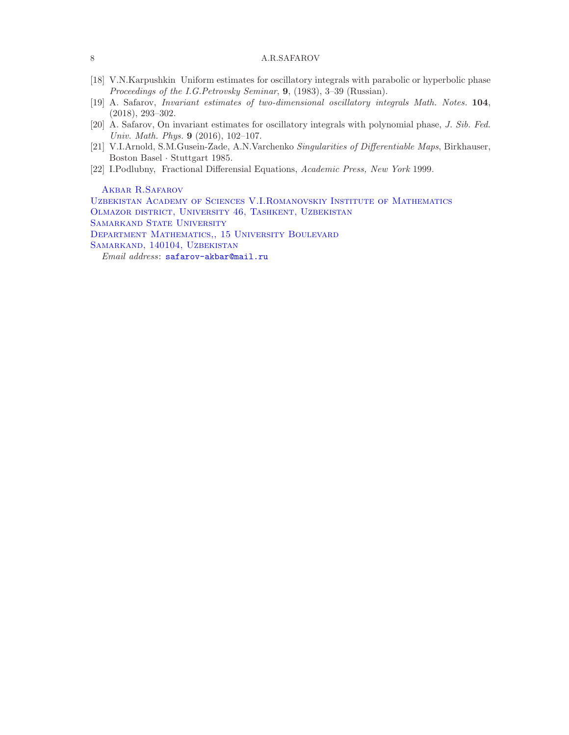[18] V.N.Karpushkin Uniform estimates for oscillatory integrals with parabolic or hyperbolic phase *Proceedings of the I.G.Petrovsky Seminar*, **9**, (1983), 3–39 (Russian).

[19] A. Safarov, *Invariant estimates of two-dimensional oscillatory integrals Math. Notes.* **104**, (2018), 293–302.

[20] A. Safarov, On invariant estimates for oscillatory integrals with polynomial phase, *J. Sib. Fed. Univ. Math. Phys.* **9** (2016), 102–107.

[21] V.I.Arnold, S.M.Gusein-Zade, A.N.Varchenko *Singularities of Differentiable Maps*, Birkhauser, Boston Basel · Stuttgart 1985.

[22] I.Podlubny, Fractional Differensial Equations, *Academic Press, New York* 1999.

Akbar R.Safarov
Uzbekistan Academy of Sciences V.I.Romanovskiy Institute of Mathematics
Olmazor district, University 46, Tashkent, Uzbekistan
Samarkand State University
Department Mathematics,, 15 University Boulevard
Samarkand, 140104, Uzbekistan

*Email address*: safarov-akbar@mail.ru